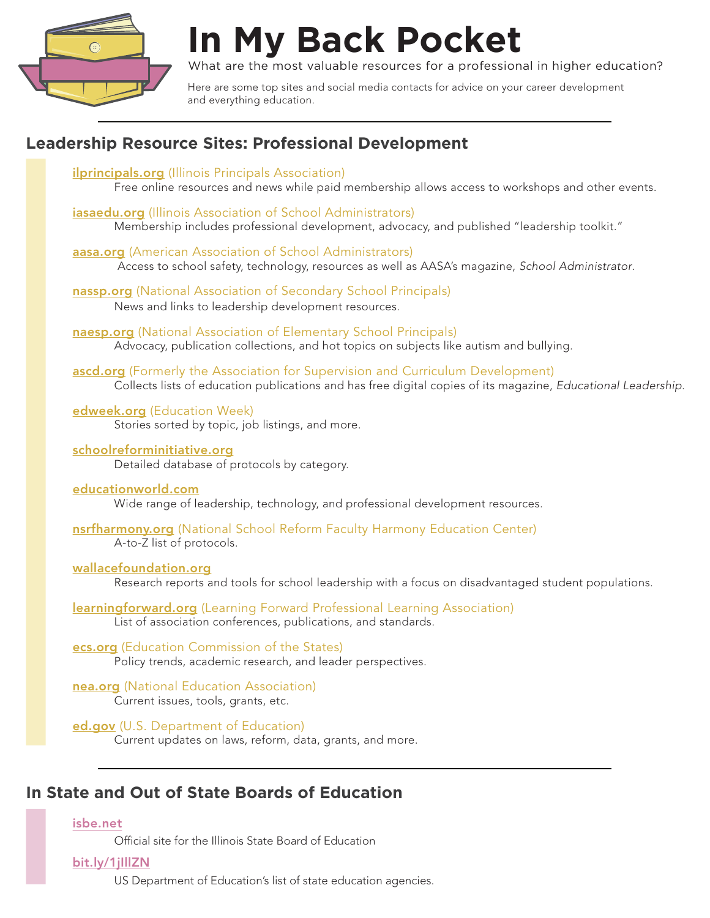# In My Back Pocket

What are the most valuable resources for a professional in higher education?

Here are some top sites and social media contacts for advice on your career development and everything education.

## Leadership Resource Sites: Professional Development

**ilprincipals.org** (Illinois Principals Association)
Free online resources and news while paid membership allows access to workshops and other events.

**iasaedu.org** (Illinois Association of School Administrators)
Membership includes professional development, advocacy, and published "leadership toolkit."

**aasa.org** (American Association of School Administrators)
Access to school safety, technology, resources as well as AASA's magazine, *School Administrator*.

**nassp.org** (National Association of Secondary School Principals)
News and links to leadership development resources.

**naesp.org** (National Association of Elementary School Principals)
Advocacy, publication collections, and hot topics on subjects like autism and bullying.

**ascd.org** (Formerly the Association for Supervision and Curriculum Development)
Collects lists of education publications and has free digital copies of its magazine, *Educational Leadership*.

**edweek.org** (Education Week)
Stories sorted by topic, job listings, and more.

**schoolreforminitiative.org**
Detailed database of protocols by category.

**educationworld.com**
Wide range of leadership, technology, and professional development resources.

**nsrfharmony.org** (National School Reform Faculty Harmony Education Center)
A-to-Z list of protocols.

**wallacefoundation.org**
Research reports and tools for school leadership with a focus on disadvantaged student populations.

**learningforward.org** (Learning Forward Professional Learning Association)
List of association conferences, publications, and standards.

**ecs.org** (Education Commission of the States)
Policy trends, academic research, and leader perspectives.

**nea.org** (National Education Association)
Current issues, tools, grants, etc.

**ed.gov** (U.S. Department of Education)
Current updates on laws, reform, data, grants, and more.

## In State and Out of State Boards of Education

**isbe.net**
Official site for the Illinois State Board of Education

**bit.ly/1jIllZN**
US Department of Education's list of state education agencies.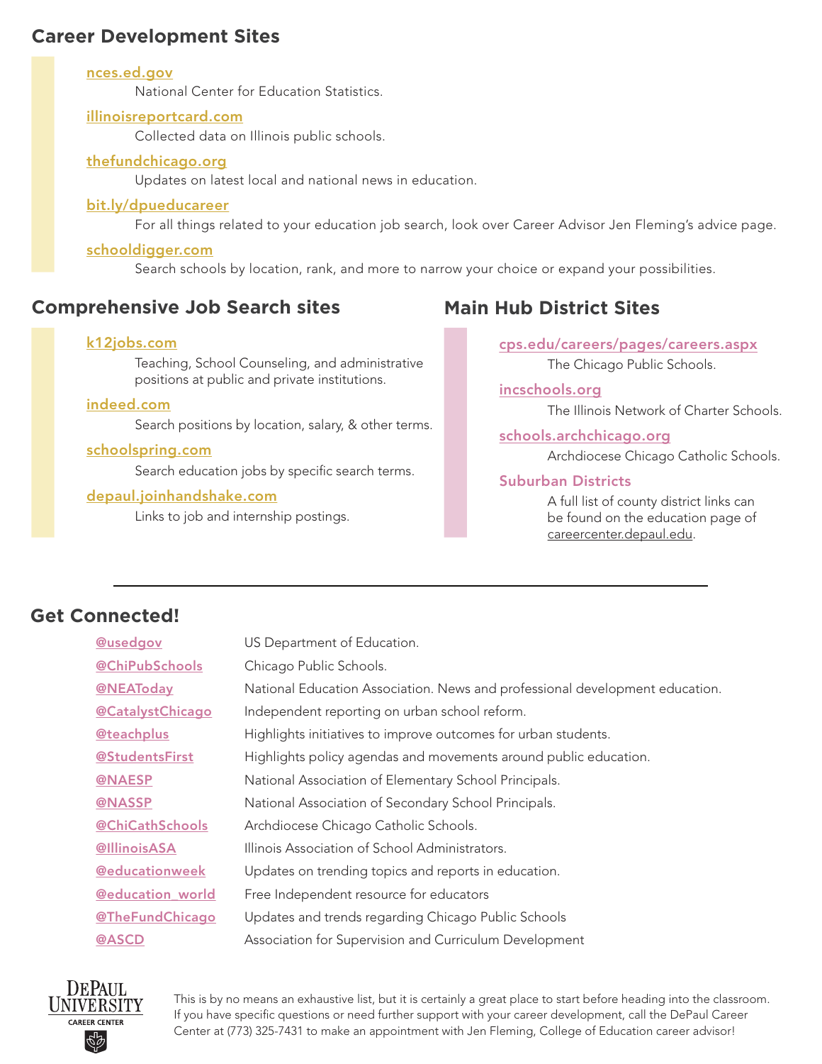## Career Development Sites

**nces.ed.gov**
National Center for Education Statistics.

**illinoisreportcard.com**
Collected data on Illinois public schools.

**thefundchicago.org**
Updates on latest local and national news in education.

**bit.ly/dpueducareer**
For all things related to your education job search, look over Career Advisor Jen Fleming's advice page.

**schooldigger.com**
Search schools by location, rank, and more to narrow your choice or expand your possibilities.

## Comprehensive Job Search sites

**k12jobs.com**
Teaching, School Counseling, and administrative positions at public and private institutions.

**indeed.com**
Search positions by location, salary, & other terms.

**schoolspring.com**
Search education jobs by specific search terms.

**depaul.joinhandshake.com**
Links to job and internship postings.

## Main Hub District Sites

**cps.edu/careers/pages/careers.aspx**
The Chicago Public Schools.

**incschools.org**
The Illinois Network of Charter Schools.

**schools.archchicago.org**
Archdiocese Chicago Catholic Schools.

**Suburban Districts**
A full list of county district links can be found on the education page of careercenter.depaul.edu.

---

## Get Connected!

| | |
|---|---|
| @usedgov | US Department of Education. |
| @ChiPubSchools | Chicago Public Schools. |
| @NEAToday | National Education Association. News and professional development education. |
| @CatalystChicago | Independent reporting on urban school reform. |
| @teachplus | Highlights initiatives to improve outcomes for urban students. |
| @StudentsFirst | Highlights policy agendas and movements around public education. |
| @NAESP | National Association of Elementary School Principals. |
| @NASSP | National Association of Secondary School Principals. |
| @ChiCathSchools | Archdiocese Chicago Catholic Schools. |
| @IllinoisASA | Illinois Association of School Administrators. |
| @educationweek | Updates on trending topics and reports in education. |
| @education_world | Free Independent resource for educators |
| @TheFundChicago | Updates and trends regarding Chicago Public Schools |
| @ASCD | Association for Supervision and Curriculum Development |

DePaul University Career Center

This is by no means an exhaustive list, but it is certainly a great place to start before heading into the classroom. If you have specific questions or need further support with your career development, call the DePaul Career Center at (773) 325-7431 to make an appointment with Jen Fleming, College of Education career advisor!